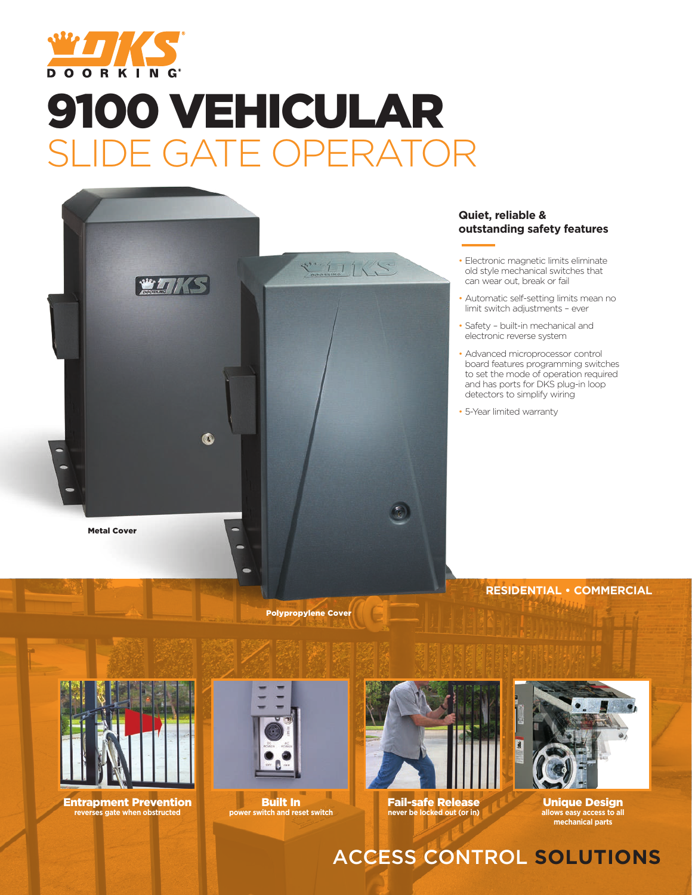DKS DOORKING®

# 9100 VEHICULAR SLIDE GATE OPERATOR

Metal Cover

Polypropylene Cover

### Quiet, reliable & outstanding safety features

- Electronic magnetic limits eliminate old style mechanical switches that can wear out, break or fail
- Automatic self-setting limits mean no limit switch adjustments – ever
- Safety – built-in mechanical and electronic reverse system
- Advanced microprocessor control board features programming switches to set the mode of operation required and has ports for DKS plug-in loop detectors to simplify wiring
- 5-Year limited warranty

**RESIDENTIAL • COMMERCIAL**

**Entrapment Prevention**
reverses gate when obstructed

**Built In**
power switch and reset switch

**Fail-safe Release**
never be locked out (or in)

**Unique Design**
allows easy access to all mechanical parts

ACCESS CONTROL **SOLUTIONS**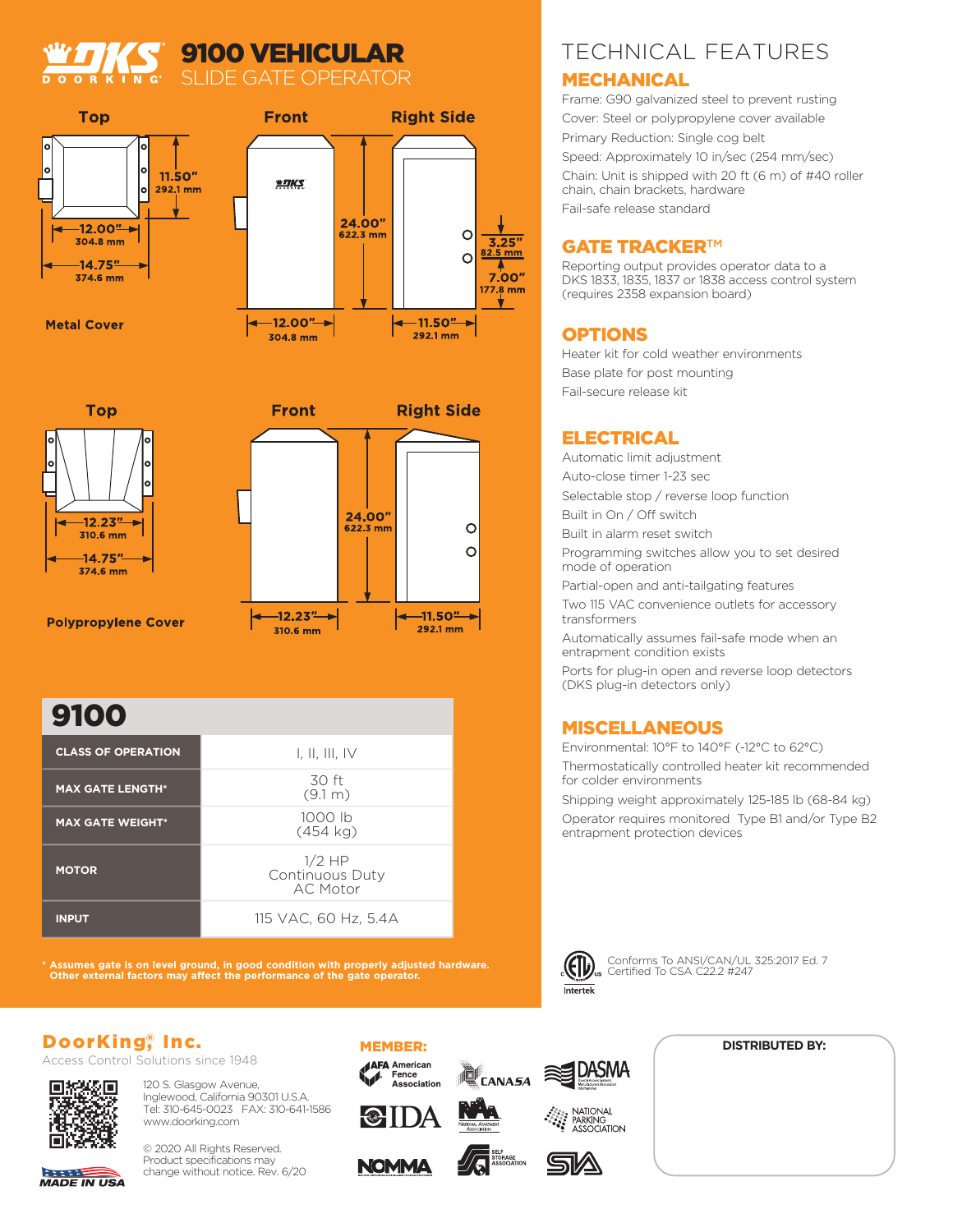# DKS DOORKING® 9100 VEHICULAR SLIDE GATE OPERATOR

Top

11.50" 292.1 mm

12.00" 304.8 mm

14.75" 374.6 mm

Front

24.00" 622.3 mm

12.00" 304.8 mm

Right Side

3.25" 82.5 mm

7.00" 177.8 mm

11.50" 292.1 mm

**Metal Cover**

Top

12.23" 310.6 mm

14.75" 374.6 mm

Front

24.00" 622.3 mm

12.23" 310.6 mm

Right Side

11.50" 292.1 mm

**Polypropylene Cover**

## 9100

| | |
|---|---|
| CLASS OF OPERATION | I, II, III, IV |
| MAX GATE LENGTH* | 30 ft (9.1 m) |
| MAX GATE WEIGHT* | 1000 lb (454 kg) |
| MOTOR | 1/2 HP Continuous Duty AC Motor |
| INPUT | 115 VAC, 60 Hz, 5.4A |

**\* Assumes gate is on level ground, in good condition with properly adjusted hardware. Other external factors may affect the performance of the gate operator.**

# TECHNICAL FEATURES

## MECHANICAL

Frame: G90 galvanized steel to prevent rusting

Cover: Steel or polypropylene cover available

Primary Reduction: Single cog belt

Speed: Approximately 10 in/sec (254 mm/sec)

Chain: Unit is shipped with 20 ft (6 m) of #40 roller chain, chain brackets, hardware

Fail-safe release standard

## GATE TRACKER™

Reporting output provides operator data to a DKS 1833, 1835, 1837 or 1838 access control system (requires 2358 expansion board)

## OPTIONS

Heater kit for cold weather environments

Base plate for post mounting

Fail-secure release kit

## ELECTRICAL

Automatic limit adjustment

Auto-close timer 1-23 sec

Selectable stop / reverse loop function

Built in On / Off switch

Built in alarm reset switch

Programming switches allow you to set desired mode of operation

Partial-open and anti-tailgating features

Two 115 VAC convenience outlets for accessory transformers

Automatically assumes fail-safe mode when an entrapment condition exists

Ports for plug-in open and reverse loop detectors (DKS plug-in detectors only)

## MISCELLANEOUS

Environmental: 10°F to 140°F (-12°C to 62°C)

Thermostatically controlled heater kit recommended for colder environments

Shipping weight approximately 125-185 lb (68-84 kg)

Operator requires monitored Type B1 and/or Type B2 entrapment protection devices

Intertek

Conforms To ANSI/CAN/UL 325:2017 Ed. 7
Certified To CSA C22.2 #247

**DoorKing® Inc.**
Access Control Solutions since 1948

120 S. Glasgow Avenue,
Inglewood, California 90301 U.S.A.
Tel: 310-645-0023 FAX: 310-641-1586
www.doorking.com

© 2020 All Rights Reserved.
Product specifications may change without notice. Rev. 6/20

MADE IN USA

**MEMBER:**

AFA American Fence Association · CANASA · DASMA · IDA · NAA National Apartment Association · National Parking Association · NOMMA · Self Storage Association · SIA

**DISTRIBUTED BY:**